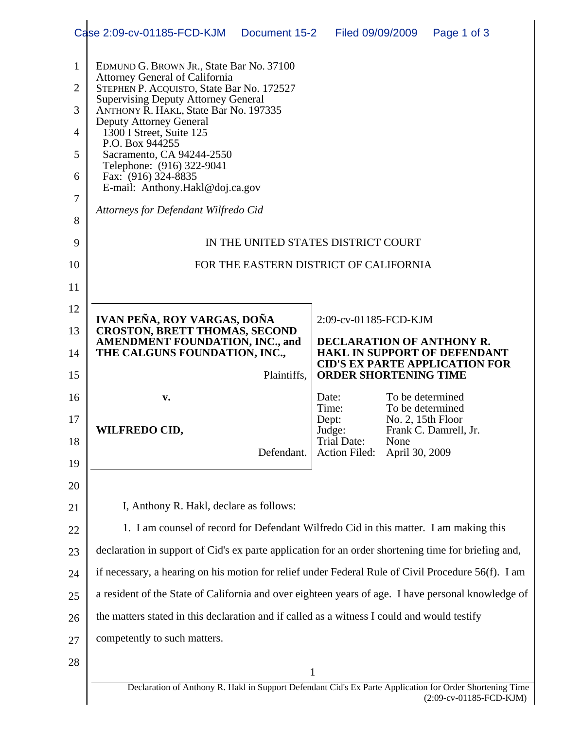EDMUND G. BROWN JR., State Bar No. 37100
Attorney General of California
STEPHEN P. ACQUISTO, State Bar No. 172527
Supervising Deputy Attorney General
ANTHONY R. HAKL, State Bar No. 197335
Deputy Attorney General
1300 I Street, Suite 125
P.O. Box 944255
Sacramento, CA 94244-2550
Telephone: (916) 322-9041
Fax: (916) 324-8835
E-mail: Anthony.Hakl@doj.ca.gov

*Attorneys for Defendant Wilfredo Cid*

IN THE UNITED STATES DISTRICT COURT

FOR THE EASTERN DISTRICT OF CALIFORNIA

| | |
|---|---|
| **IVAN PEÑA, ROY VARGAS, DOÑA CROSTON, BRETT THOMAS, SECOND AMENDMENT FOUNDATION, INC., and THE CALGUNS FOUNDATION, INC.,** Plaintiffs, **v.** **WILFREDO CID,** Defendant. | 2:09-cv-01185-FCD-KJM **DECLARATION OF ANTHONY R. HAKL IN SUPPORT OF DEFENDANT CID'S EX PARTE APPLICATION FOR ORDER SHORTENING TIME** Date: To be determined Time: To be determined Dept: No. 2, 15th Floor Judge: Frank C. Damrell, Jr. Trial Date: None Action Filed: April 30, 2009 |

I, Anthony R. Hakl, declare as follows:

1. I am counsel of record for Defendant Wilfredo Cid in this matter. I am making this declaration in support of Cid's ex parte application for an order shortening time for briefing and, if necessary, a hearing on his motion for relief under Federal Rule of Civil Procedure 56(f). I am a resident of the State of California and over eighteen years of age. I have personal knowledge of the matters stated in this declaration and if called as a witness I could and would testify competently to such matters.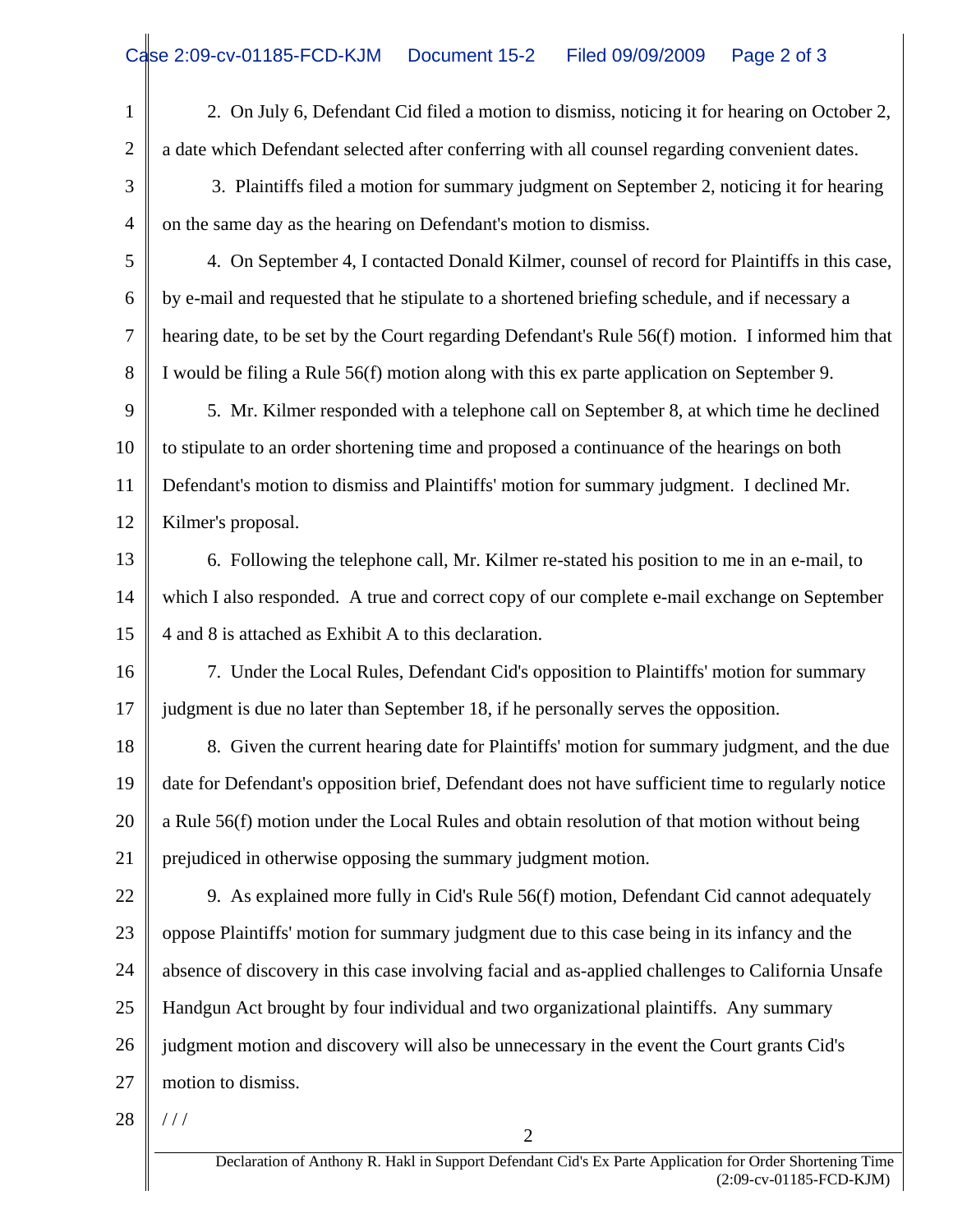2. On July 6, Defendant Cid filed a motion to dismiss, noticing it for hearing on October 2, a date which Defendant selected after conferring with all counsel regarding convenient dates.

3. Plaintiffs filed a motion for summary judgment on September 2, noticing it for hearing on the same day as the hearing on Defendant's motion to dismiss.

4. On September 4, I contacted Donald Kilmer, counsel of record for Plaintiffs in this case, by e-mail and requested that he stipulate to a shortened briefing schedule, and if necessary a hearing date, to be set by the Court regarding Defendant's Rule 56(f) motion. I informed him that I would be filing a Rule 56(f) motion along with this ex parte application on September 9.

5. Mr. Kilmer responded with a telephone call on September 8, at which time he declined to stipulate to an order shortening time and proposed a continuance of the hearings on both Defendant's motion to dismiss and Plaintiffs' motion for summary judgment. I declined Mr. Kilmer's proposal.

6. Following the telephone call, Mr. Kilmer re-stated his position to me in an e-mail, to which I also responded. A true and correct copy of our complete e-mail exchange on September 4 and 8 is attached as Exhibit A to this declaration.

7. Under the Local Rules, Defendant Cid's opposition to Plaintiffs' motion for summary judgment is due no later than September 18, if he personally serves the opposition.

8. Given the current hearing date for Plaintiffs' motion for summary judgment, and the due date for Defendant's opposition brief, Defendant does not have sufficient time to regularly notice a Rule 56(f) motion under the Local Rules and obtain resolution of that motion without being prejudiced in otherwise opposing the summary judgment motion.

9. As explained more fully in Cid's Rule 56(f) motion, Defendant Cid cannot adequately oppose Plaintiffs' motion for summary judgment due to this case being in its infancy and the absence of discovery in this case involving facial and as-applied challenges to California Unsafe Handgun Act brought by four individual and two organizational plaintiffs. Any summary judgment motion and discovery will also be unnecessary in the event the Court grants Cid's motion to dismiss.

/ / /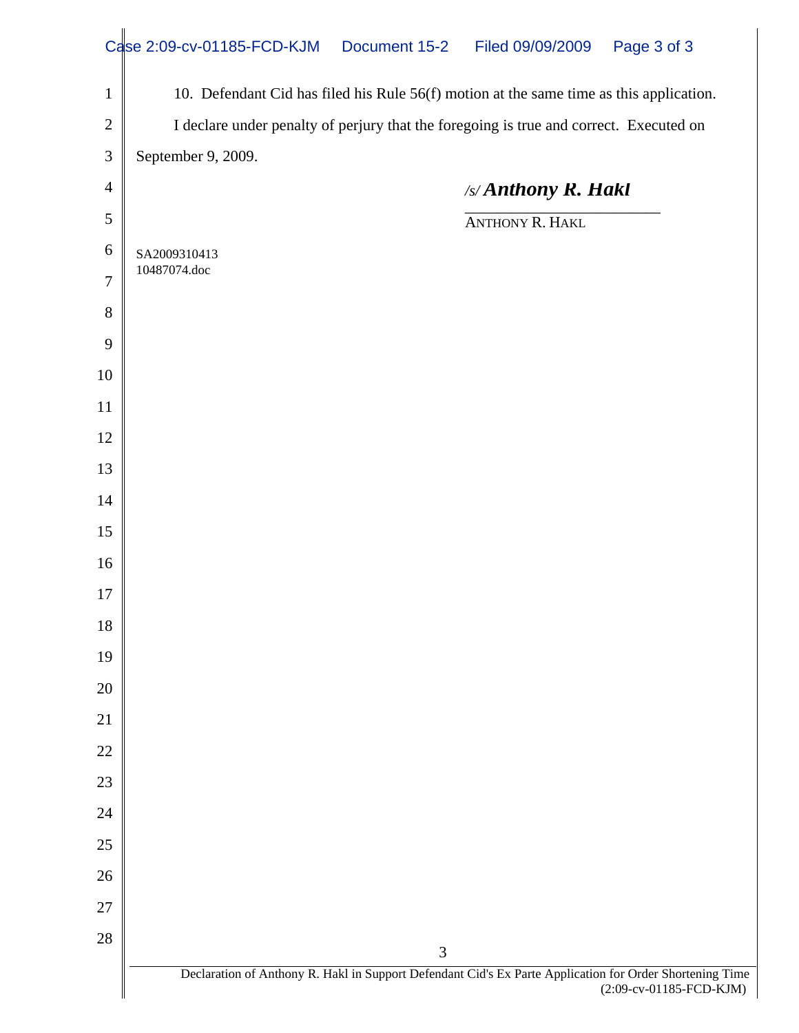10. Defendant Cid has filed his Rule 56(f) motion at the same time as this application.

I declare under penalty of perjury that the foregoing is true and correct. Executed on September 9, 2009.

/s/ ***Anthony R. Hakl***

ANTHONY R. HAKL

SA2009310413
10487074.doc

Declaration of Anthony R. Hakl in Support Defendant Cid's Ex Parte Application for Order Shortening Time (2:09-cv-01185-FCD-KJM)